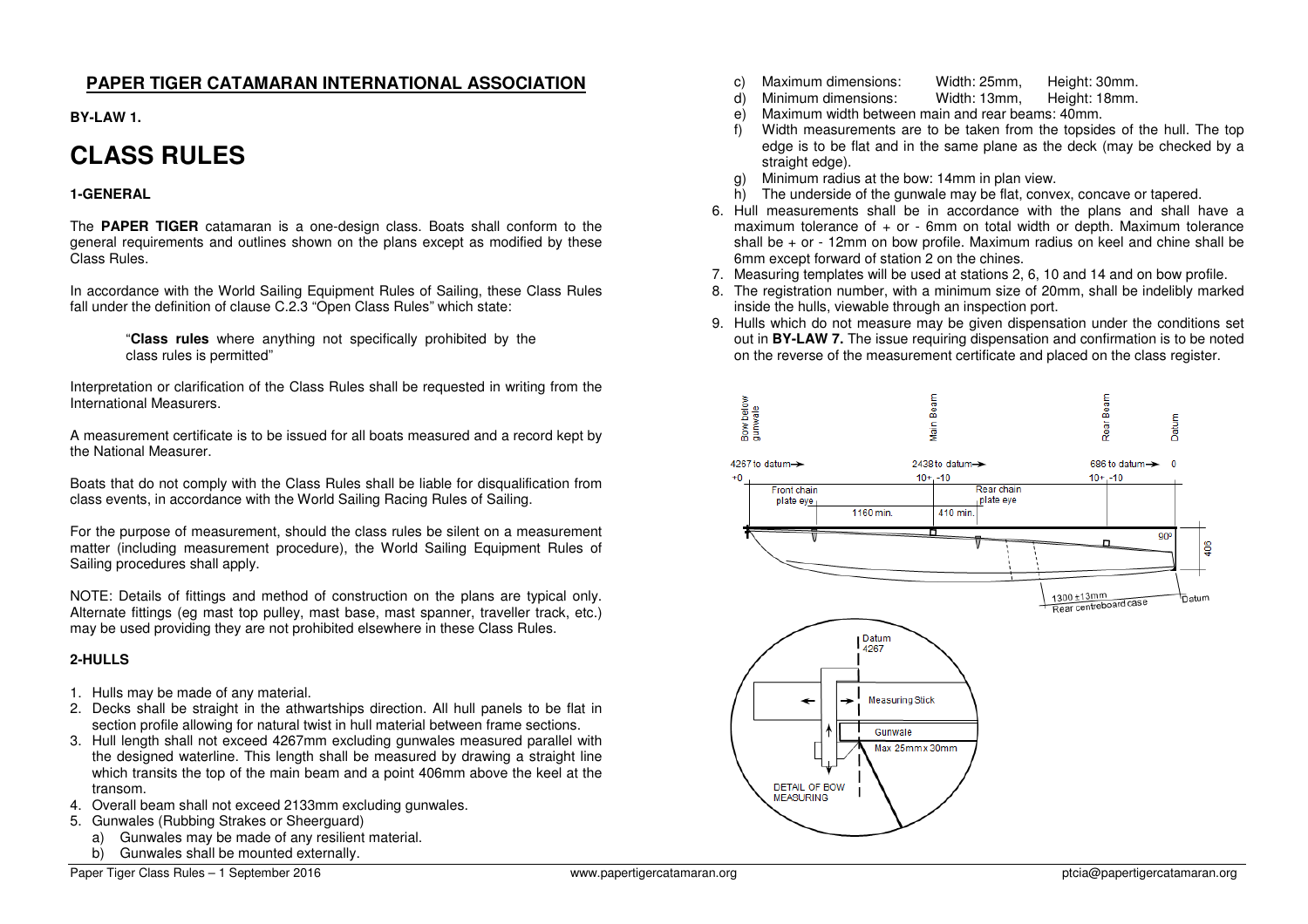## PAPER TIGER CATAMARAN INTERNATIONAL ASSOCIATION

**BY-LAW 1.**

# CLASS RULES

### 1-GENERAL

The **PAPER TIGER** catamaran is a one-design class. Boats shall conform to the general requirements and outlines shown on the plans except as modified by these Class Rules.

In accordance with the World Sailing Equipment Rules of Sailing, these Class Rules fall under the definition of clause C.2.3 "Open Class Rules" which state:

> "**Class rules** where anything not specifically prohibited by the class rules is permitted"

Interpretation or clarification of the Class Rules shall be requested in writing from the International Measurers.

A measurement certificate is to be issued for all boats measured and a record kept by the National Measurer.

Boats that do not comply with the Class Rules shall be liable for disqualification from class events, in accordance with the World Sailing Racing Rules of Sailing.

For the purpose of measurement, should the class rules be silent on a measurement matter (including measurement procedure), the World Sailing Equipment Rules of Sailing procedures shall apply.

NOTE: Details of fittings and method of construction on the plans are typical only. Alternate fittings (eg mast top pulley, mast base, mast spanner, traveller track, etc.) may be used providing they are not prohibited elsewhere in these Class Rules.

### 2-HULLS

1. Hulls may be made of any material.
2. Decks shall be straight in the athwartships direction. All hull panels to be flat in section profile allowing for natural twist in hull material between frame sections.
3. Hull length shall not exceed 4267mm excluding gunwales measured parallel with the designed waterline. This length shall be measured by drawing a straight line which transits the top of the main beam and a point 406mm above the keel at the transom.
4. Overall beam shall not exceed 2133mm excluding gunwales.
5. Gunwales (Rubbing Strakes or Sheerguard)
   a) Gunwales may be made of any resilient material.
   b) Gunwales shall be mounted externally.
   c) Maximum dimensions: Width: 25mm, Height: 30mm.
   d) Minimum dimensions: Width: 13mm, Height: 18mm.
   e) Maximum width between main and rear beams: 40mm.
   f) Width measurements are to be taken from the topsides of the hull. The top edge is to be flat and in the same plane as the deck (may be checked by a straight edge).
   g) Minimum radius at the bow: 14mm in plan view.
   h) The underside of the gunwale may be flat, convex, concave or tapered.
6. Hull measurements shall be in accordance with the plans and shall have a maximum tolerance of + or - 6mm on total width or depth. Maximum tolerance shall be + or - 12mm on bow profile. Maximum radius on keel and chine shall be 6mm except forward of station 2 on the chines.
7. Measuring templates will be used at stations 2, 6, 10 and 14 and on bow profile.
8. The registration number, with a minimum size of 20mm, shall be indelibly marked inside the hulls, viewable through an inspection port.
9. Hulls which do not measure may be given dispensation under the conditions set out in **BY-LAW 7.** The issue requiring dispensation and confirmation is to be noted on the reverse of the measurement certificate and placed on the class register.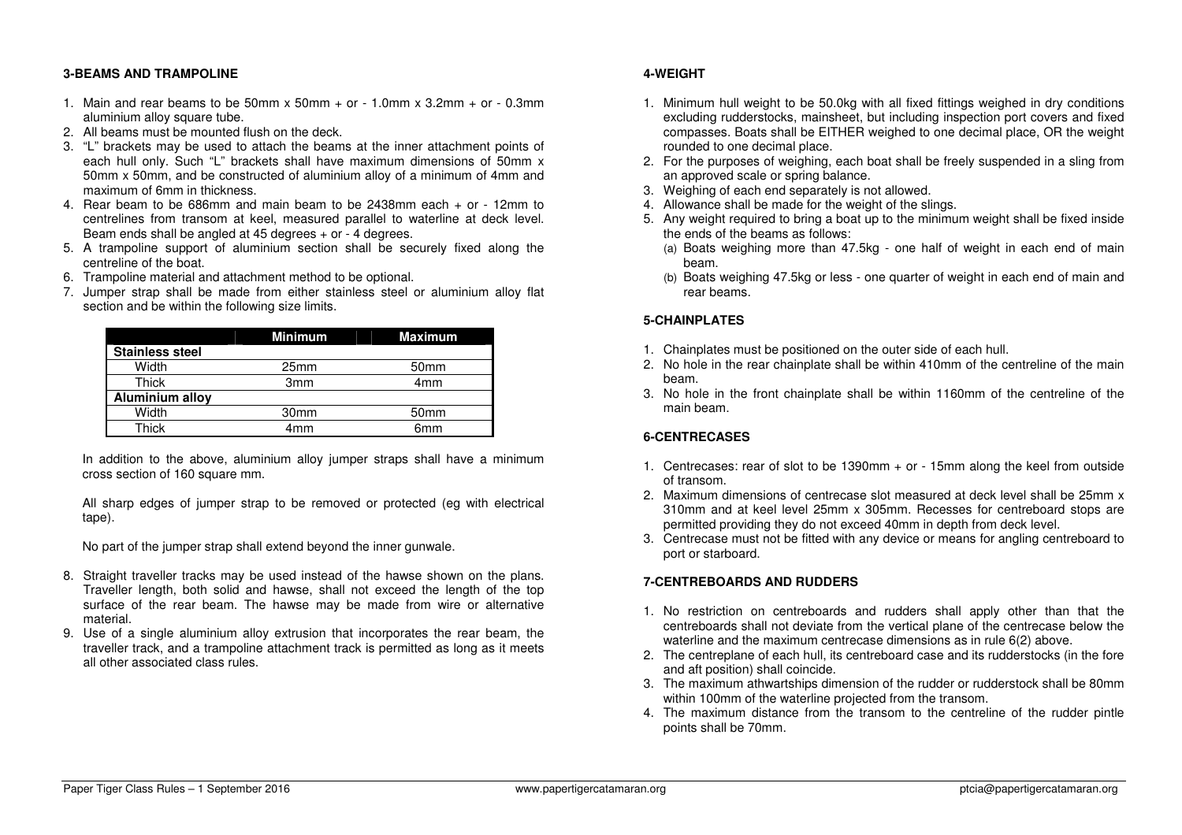## 3-BEAMS AND TRAMPOLINE

1. Main and rear beams to be 50mm x 50mm + or - 1.0mm x 3.2mm + or - 0.3mm aluminium alloy square tube.
2. All beams must be mounted flush on the deck.
3. "L" brackets may be used to attach the beams at the inner attachment points of each hull only. Such "L" brackets shall have maximum dimensions of 50mm x 50mm x 50mm, and be constructed of aluminium alloy of a minimum of 4mm and maximum of 6mm in thickness.
4. Rear beam to be 686mm and main beam to be 2438mm each + or - 12mm to centrelines from transom at keel, measured parallel to waterline at deck level. Beam ends shall be angled at 45 degrees + or - 4 degrees.
5. A trampoline support of aluminium section shall be securely fixed along the centreline of the boat.
6. Trampoline material and attachment method to be optional.
7. Jumper strap shall be made from either stainless steel or aluminium alloy flat section and be within the following size limits.

| | Minimum | Maximum |
|---|---|---|
| **Stainless steel** | | |
| Width | 25mm | 50mm |
| Thick | 3mm | 4mm |
| **Aluminium alloy** | | |
| Width | 30mm | 50mm |
| Thick | 4mm | 6mm |

In addition to the above, aluminium alloy jumper straps shall have a minimum cross section of 160 square mm.

All sharp edges of jumper strap to be removed or protected (eg with electrical tape).

No part of the jumper strap shall extend beyond the inner gunwale.

8. Straight traveller tracks may be used instead of the hawse shown on the plans. Traveller length, both solid and hawse, shall not exceed the length of the top surface of the rear beam. The hawse may be made from wire or alternative material.
9. Use of a single aluminium alloy extrusion that incorporates the rear beam, the traveller track, and a trampoline attachment track is permitted as long as it meets all other associated class rules.

## 4-WEIGHT

1. Minimum hull weight to be 50.0kg with all fixed fittings weighed in dry conditions excluding rudderstocks, mainsheet, but including inspection port covers and fixed compasses. Boats shall be EITHER weighed to one decimal place, OR the weight rounded to one decimal place.
2. For the purposes of weighing, each boat shall be freely suspended in a sling from an approved scale or spring balance.
3. Weighing of each end separately is not allowed.
4. Allowance shall be made for the weight of the slings.
5. Any weight required to bring a boat up to the minimum weight shall be fixed inside the ends of the beams as follows:
   (a) Boats weighing more than 47.5kg - one half of weight in each end of main beam.
   (b) Boats weighing 47.5kg or less - one quarter of weight in each end of main and rear beams.

## 5-CHAINPLATES

1. Chainplates must be positioned on the outer side of each hull.
2. No hole in the rear chainplate shall be within 410mm of the centreline of the main beam.
3. No hole in the front chainplate shall be within 1160mm of the centreline of the main beam.

## 6-CENTRECASES

1. Centrecases: rear of slot to be 1390mm + or - 15mm along the keel from outside of transom.
2. Maximum dimensions of centrecase slot measured at deck level shall be 25mm x 310mm and at keel level 25mm x 305mm. Recesses for centreboard stops are permitted providing they do not exceed 40mm in depth from deck level.
3. Centrecase must not be fitted with any device or means for angling centreboard to port or starboard.

## 7-CENTREBOARDS AND RUDDERS

1. No restriction on centreboards and rudders shall apply other than that the centreboards shall not deviate from the vertical plane of the centrecase below the waterline and the maximum centrecase dimensions as in rule 6(2) above.
2. The centreplane of each hull, its centreboard case and its rudderstocks (in the fore and aft position) shall coincide.
3. The maximum athwartships dimension of the rudder or rudderstock shall be 80mm within 100mm of the waterline projected from the transom.
4. The maximum distance from the transom to the centreline of the rudder pintle points shall be 70mm.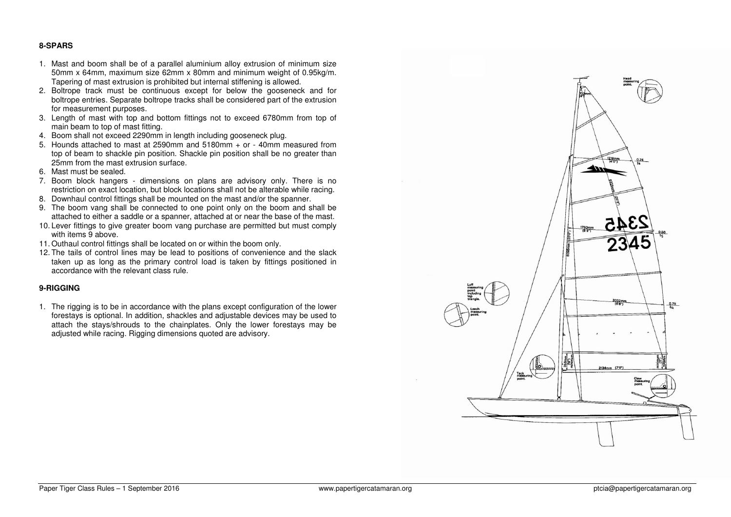### 8-SPARS

1. Mast and boom shall be of a parallel aluminium alloy extrusion of minimum size 50mm x 64mm, maximum size 62mm x 80mm and minimum weight of 0.95kg/m. Tapering of mast extrusion is prohibited but internal stiffening is allowed.
2. Boltrope track must be continuous except for below the gooseneck and for boltrope entries. Separate boltrope tracks shall be considered part of the extrusion for measurement purposes.
3. Length of mast with top and bottom fittings not to exceed 6780mm from top of main beam to top of mast fitting.
4. Boom shall not exceed 2290mm in length including gooseneck plug.
5. Hounds attached to mast at 2590mm and 5180mm + or - 40mm measured from top of beam to shackle pin position. Shackle pin position shall be no greater than 25mm from the mast extrusion surface.
6. Mast must be sealed.
7. Boom block hangers - dimensions on plans are advisory only. There is no restriction on exact location, but block locations shall not be alterable while racing.
8. Downhaul control fittings shall be mounted on the mast and/or the spanner.
9. The boom vang shall be connected to one point only on the boom and shall be attached to either a saddle or a spanner, attached at or near the base of the mast.
10. Lever fittings to give greater boom vang purchase are permitted but must comply with items 9 above.
11. Outhaul control fittings shall be located on or within the boom only.
12. The tails of control lines may be lead to positions of convenience and the slack taken up as long as the primary control load is taken by fittings positioned in accordance with the relevant class rule.

### 9-RIGGING

1. The rigging is to be in accordance with the plans except configuration of the lower forestays is optional. In addition, shackles and adjustable devices may be used to attach the stays/shrouds to the chainplates. Only the lower forestays may be adjusted while racing. Rigging dimensions quoted are advisory.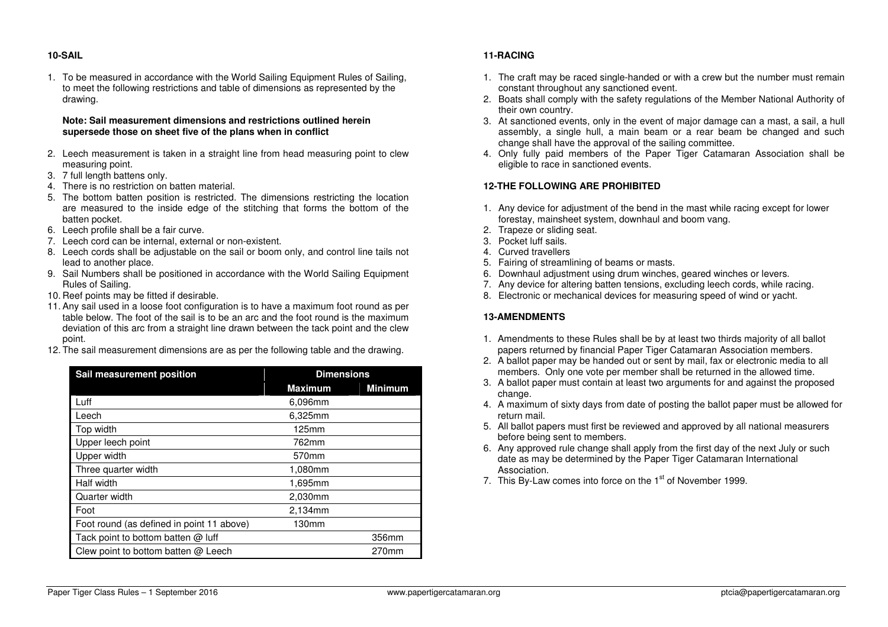**10-SAIL**

1. To be measured in accordance with the World Sailing Equipment Rules of Sailing, to meet the following restrictions and table of dimensions as represented by the drawing.

   **Note: Sail measurement dimensions and restrictions outlined herein supersede those on sheet five of the plans when in conflict**

2. Leech measurement is taken in a straight line from head measuring point to clew measuring point.
3. 7 full length battens only.
4. There is no restriction on batten material.
5. The bottom batten position is restricted. The dimensions restricting the location are measured to the inside edge of the stitching that forms the bottom of the batten pocket.
6. Leech profile shall be a fair curve.
7. Leech cord can be internal, external or non-existent.
8. Leech cords shall be adjustable on the sail or boom only, and control line tails not lead to another place.
9. Sail Numbers shall be positioned in accordance with the World Sailing Equipment Rules of Sailing.
10. Reef points may be fitted if desirable.
11. Any sail used in a loose foot configuration is to have a maximum foot round as per table below. The foot of the sail is to be an arc and the foot round is the maximum deviation of this arc from a straight line drawn between the tack point and the clew point.
12. The sail measurement dimensions are as per the following table and the drawing.

| Sail measurement position | Dimensions | |
|---|---|---|
| | Maximum | Minimum |
| Luff | 6,096mm | |
| Leech | 6,325mm | |
| Top width | 125mm | |
| Upper leech point | 762mm | |
| Upper width | 570mm | |
| Three quarter width | 1,080mm | |
| Half width | 1,695mm | |
| Quarter width | 2,030mm | |
| Foot | 2,134mm | |
| Foot round (as defined in point 11 above) | 130mm | |
| Tack point to bottom batten @ luff | | 356mm |
| Clew point to bottom batten @ Leech | | 270mm |

**11-RACING**

1. The craft may be raced single-handed or with a crew but the number must remain constant throughout any sanctioned event.
2. Boats shall comply with the safety regulations of the Member National Authority of their own country.
3. At sanctioned events, only in the event of major damage can a mast, a sail, a hull assembly, a single hull, a main beam or a rear beam be changed and such change shall have the approval of the sailing committee.
4. Only fully paid members of the Paper Tiger Catamaran Association shall be eligible to race in sanctioned events.

**12-THE FOLLOWING ARE PROHIBITED**

1. Any device for adjustment of the bend in the mast while racing except for lower forestay, mainsheet system, downhaul and boom vang.
2. Trapeze or sliding seat.
3. Pocket luff sails.
4. Curved travellers
5. Fairing of streamlining of beams or masts.
6. Downhaul adjustment using drum winches, geared winches or levers.
7. Any device for altering batten tensions, excluding leech cords, while racing.
8. Electronic or mechanical devices for measuring speed of wind or yacht.

**13-AMENDMENTS**

1. Amendments to these Rules shall be by at least two thirds majority of all ballot papers returned by financial Paper Tiger Catamaran Association members.
2. A ballot paper may be handed out or sent by mail, fax or electronic media to all members. Only one vote per member shall be returned in the allowed time.
3. A ballot paper must contain at least two arguments for and against the proposed change.
4. A maximum of sixty days from date of posting the ballot paper must be allowed for return mail.
5. All ballot papers must first be reviewed and approved by all national measurers before being sent to members.
6. Any approved rule change shall apply from the first day of the next July or such date as may be determined by the Paper Tiger Catamaran International Association.
7. This By-Law comes into force on the 1st of November 1999.